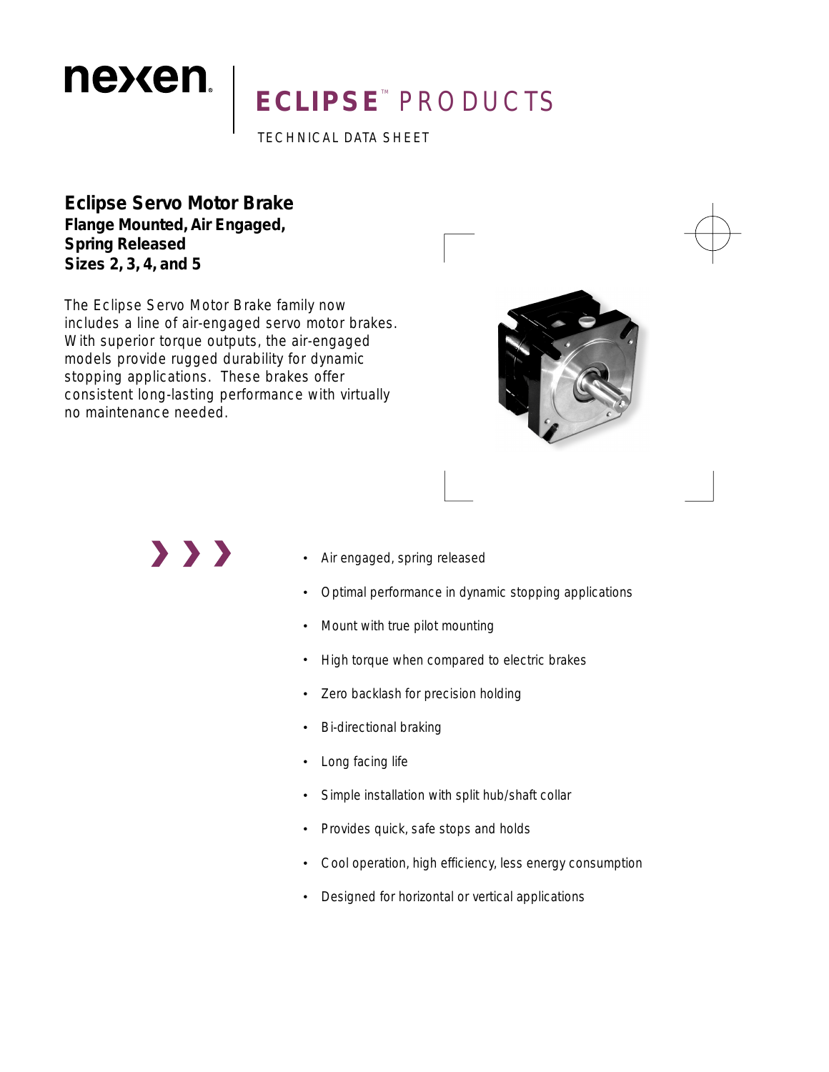nexen

# ECLIPSE™ PRODUCTS

TECHNICAL DATA SHEET

## Eclipse Servo Motor Brake

**Flange Mounted, Air Engaged, Spring Released**
**Sizes 2, 3, 4, and 5**

The Eclipse Servo Motor Brake family now includes a line of air-engaged servo motor brakes. With superior torque outputs, the air-engaged models provide rugged durability for dynamic stopping applications. These brakes offer consistent long-lasting performance with virtually no maintenance needed.

- Air engaged, spring released
- Optimal performance in dynamic stopping applications
- Mount with true pilot mounting
- High torque when compared to electric brakes
- Zero backlash for precision holding
- Bi-directional braking
- Long facing life
- Simple installation with split hub/shaft collar
- Provides quick, safe stops and holds
- Cool operation, high efficiency, less energy consumption
- Designed for horizontal or vertical applications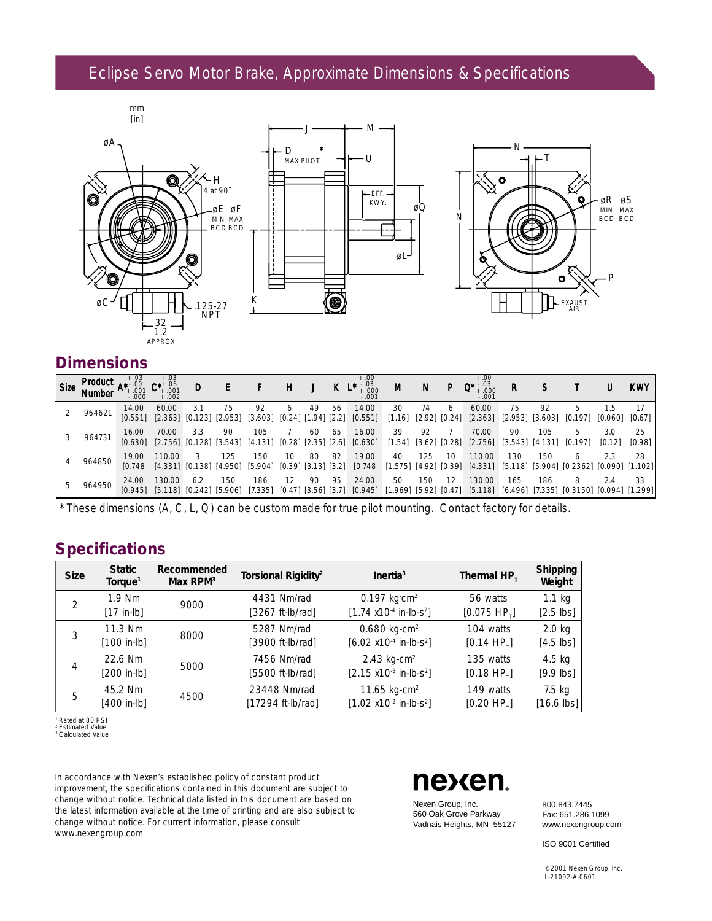# Eclipse Servo Motor Brake, Approximate Dimensions & Specifications

mm
[in]

øA
H
4 at 90°
øE øF
MIN MAX
BCD BCD
øC
.125-27
NPT
32
1.2
APPROX
J
M
D
MAX PILOT
U
EFF.
KWY.
øQ
øL
K
N
T
N
øR øS
MIN MAX
BCD BCD
P
EXAUST
AIR

## Dimensions

| Size | Product Number | A* +.03 -.00 / +.001 -.000 | C* +.03 +.06 / +.001 +.002 | D | E | F | H | J | K | L* +.00 -.03 / +.000 -.001 | M | N | P | Q* +.00 -.03 / +.000 -.001 | R | S | T | U | KWY |
|---|---|---|---|---|---|---|---|---|---|---|---|---|---|---|---|---|---|---|---|
| 2 | 964621 | 14.00 [0.551] | 60.00 [2.363] | 3.1 [0.123] | 75 [2.953] | 92 [3.603] | 6 [0.24] | 49 [1.94] | 56 [2.2] | 14.00 [0.551] | 30 [1.16] | 74 [2.92] | 6 [0.24] | 60.00 [2.363] | 75 [2.953] | 92 [3.603] | 5 [0.197] | 1.5 [0.060] | 17 [0.67] |
| 3 | 964731 | 16.00 [0.630] | 70.00 [2.756] | 3.3 [0.128] | 90 [3.543] | 105 [4.131] | 7 [0.28] | 60 [2.35] | 65 [2.6] | 16.00 [0.630] | 39 [1.54] | 92 [3.62] | 7 [0.28] | 70.00 [2.756] | 90 [3.543] | 105 [4.131] | 5 [0.197] | 3.0 [0.12] | 25 [0.98] |
| 4 | 964850 | 19.00 [0.748 | 110.00 [4.331] | 3 [0.138] | 125 [4.950] | 150 [5.904] | 10 [0.39] | 80 [3.13] | 82 [3.2] | 19.00 [0.748 | 40 [1.575] | 125 [4.92] | 10 [0.39] | 110.00 [4.331] | 130 [5.118] | 150 [5.904] | 6 [0.2362] | 2.3 [0.090] | 28 [1.102] |
| 5 | 964950 | 24.00 [0.945] | 130.00 [5.118] | 6.2 [0.242] | 150 [5.906] | 186 [7.335] | 12 [0.47] | 90 [3.56] | 95 [3.7] | 24.00 [0.945] | 50 [1.969] | 150 [5.92] | 12 [0.47] | 130.00 [5.118] | 165 [6.496] | 186 [7.335] | 8 [0.3150] | 2.4 [0.094] | 33 [1.299] |

* These dimensions (A, C, L, Q) can be custom made for true pilot mounting. Contact factory for details.

## Specifications

| Size | Static Torque[1] | Recommended Max RPM[3] | Torsional Rigidity[2] | Inertia[3] | Thermal $HP_T$ | Shipping Weight |
|---|---|---|---|---|---|---|
| 2 | 1.9 Nm [17 in-lb] | 9000 | 4431 Nm/rad [3267 ft-lb/rad] | 0.197 kg·cm² [1.74 x10⁻⁴ in-lb-s²] | 56 watts [0.075 $HP_T$] | 1.1 kg [2.5 lbs] |
| 3 | 11.3 Nm [100 in-lb] | 8000 | 5287 Nm/rad [3900 ft-lb/rad] | 0.680 kg-cm² [6.02 x10⁻⁴ in-lb-s²] | 104 watts [0.14 $HP_T$] | 2.0 kg [4.5 lbs] |
| 4 | 22.6 Nm [200 in-lb] | 5000 | 7456 Nm/rad [5500 ft-lb/rad] | 2.43 kg-cm² [2.15 x10⁻³ in-lb-s²] | 135 watts [0.18 $HP_T$] | 4.5 kg [9.9 lbs] |
| 5 | 45.2 Nm [400 in-lb] | 4500 | 23448 Nm/rad [17294 ft-lb/rad] | 11.65 kg-cm² [1.02 x10⁻² in-lb-s²] | 149 watts [0.20 $HP_T$] | 7.5 kg [16.6 lbs] |

[1] Rated at 80 PSI
[2] Estimated Value
[3] Calculated Value

In accordance with Nexen's established policy of constant product improvement, the specifications contained in this document are subject to change without notice. Technical data listed in this document are based on the latest information available at the time of printing and are also subject to change without notice. For current information, please consult www.nexengroup.com

**nexen**

Nexen Group, Inc.
560 Oak Grove Parkway
Vadnais Heights, MN 55127

800.843.7445
Fax: 651.286.1099
www.nexengroup.com

ISO 9001 Certified

©2001 Nexen Group, Inc.
L-21092-A-0601